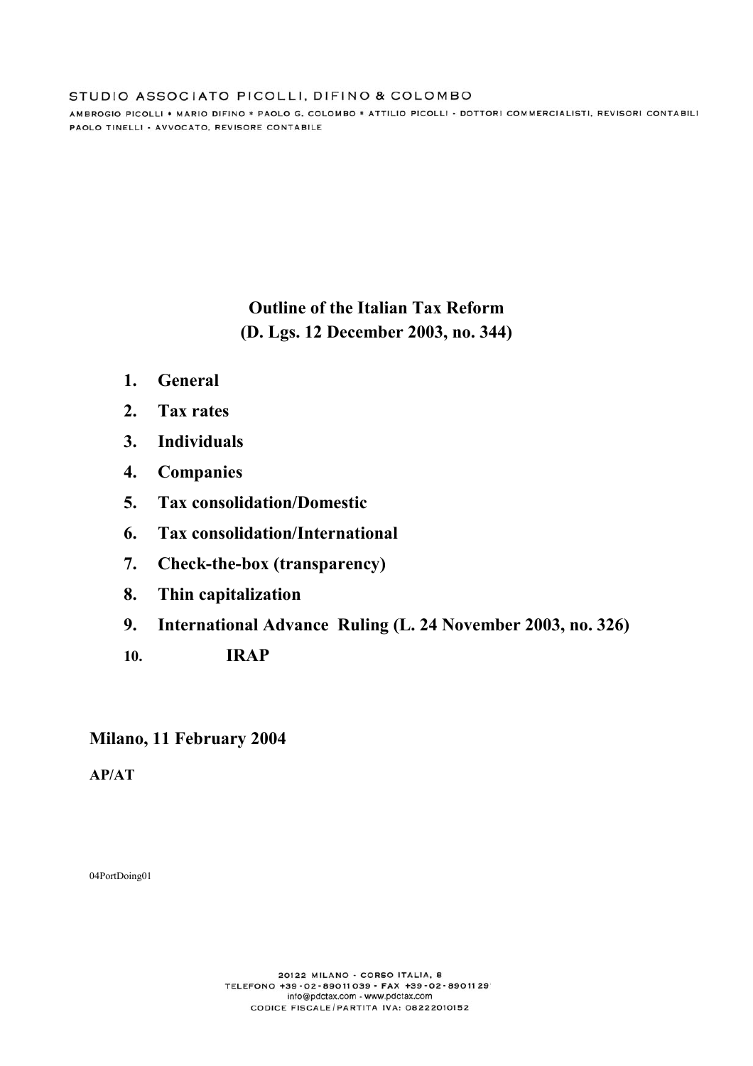STUDIO ASSOCIATO PICOLLI, DIFINO & COLOMBO

AMBROGIO PICOLLI * MARIO DIFINO * PAOLO G. COLOMBO * ATTILIO PICOLLI - DOTTORI COMMERCIALISTI, REVISORI CONTABILI
PAOLO TINELLI - AVVOCATO, REVISORE CONTABILE

# Outline of the Italian Tax Reform
# (D. Lgs. 12 December 2003, no. 344)

1. **General**
2. **Tax rates**
3. **Individuals**
4. **Companies**
5. **Tax consolidation/Domestic**
6. **Tax consolidation/International**
7. **Check-the-box (transparency)**
8. **Thin capitalization**
9. **International Advance Ruling (L. 24 November 2003, no. 326)**
10. **IRAP**

**Milano, 11 February 2004**

**AP/AT**

04PortDoing01

20122 MILANO - CORSO ITALIA, 8
TELEFONO +39-02-89011039 - FAX +39-02-8901129
info@pdctax.com - www.pdctax.com
CODICE FISCALE/PARTITA IVA: 08222010152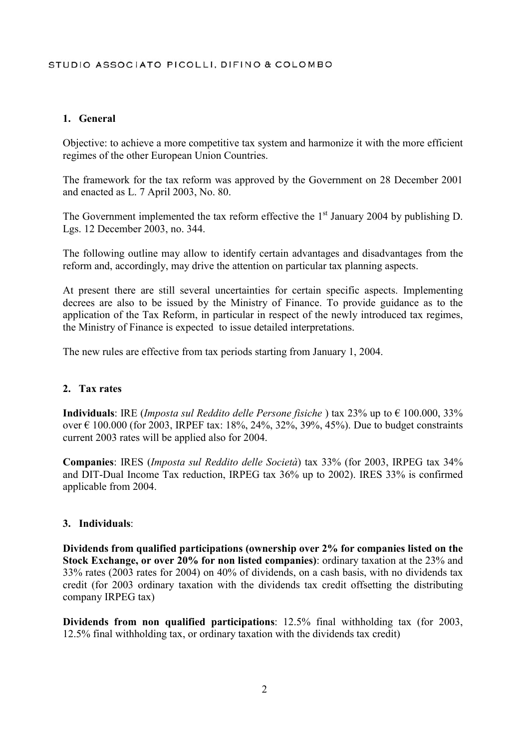## 1. General

Objective: to achieve a more competitive tax system and harmonize it with the more efficient regimes of the other European Union Countries.

The framework for the tax reform was approved by the Government on 28 December 2001 and enacted as L. 7 April 2003, No. 80.

The Government implemented the tax reform effective the 1st January 2004 by publishing D. Lgs. 12 December 2003, no. 344.

The following outline may allow to identify certain advantages and disadvantages from the reform and, accordingly, may drive the attention on particular tax planning aspects.

At present there are still several uncertainties for certain specific aspects. Implementing decrees are also to be issued by the Ministry of Finance. To provide guidance as to the application of the Tax Reform, in particular in respect of the newly introduced tax regimes, the Ministry of Finance is expected to issue detailed interpretations.

The new rules are effective from tax periods starting from January 1, 2004.

## 2. Tax rates

**Individuals**: IRE (*Imposta sul Reddito delle Persone fisiche* ) tax 23% up to € 100.000, 33% over € 100.000 (for 2003, IRPEF tax: 18%, 24%, 32%, 39%, 45%). Due to budget constraints current 2003 rates will be applied also for 2004.

**Companies**: IRES (*Imposta sul Reddito delle Società*) tax 33% (for 2003, IRPEG tax 34% and DIT-Dual Income Tax reduction, IRPEG tax 36% up to 2002). IRES 33% is confirmed applicable from 2004.

## 3. Individuals:

**Dividends from qualified participations (ownership over 2% for companies listed on the Stock Exchange, or over 20% for non listed companies)**: ordinary taxation at the 23% and 33% rates (2003 rates for 2004) on 40% of dividends, on a cash basis, with no dividends tax credit (for 2003 ordinary taxation with the dividends tax credit offsetting the distributing company IRPEG tax)

**Dividends from non qualified participations**: 12.5% final withholding tax (for 2003, 12.5% final withholding tax, or ordinary taxation with the dividends tax credit)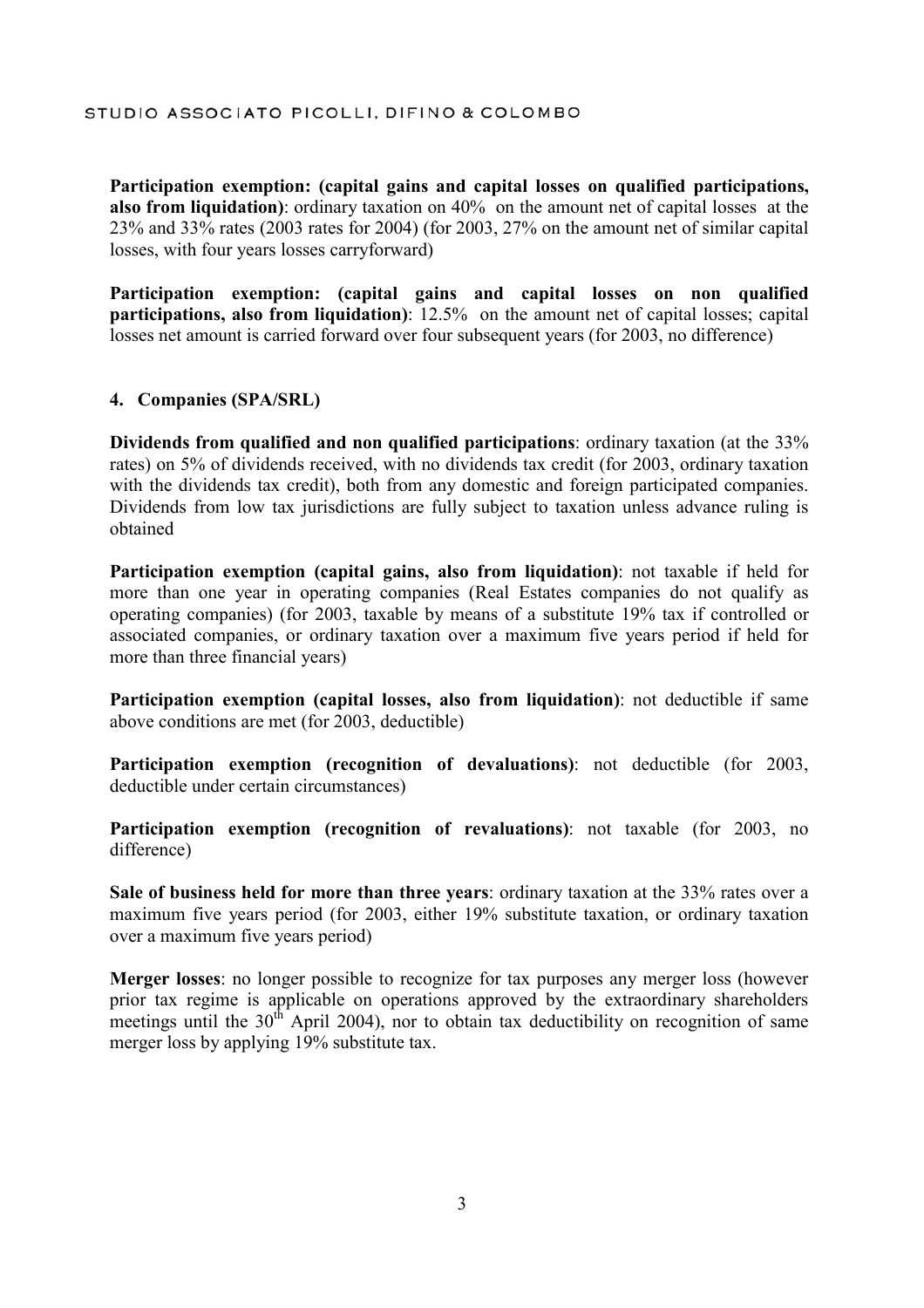**Participation exemption: (capital gains and capital losses on qualified participations, also from liquidation)**: ordinary taxation on 40% on the amount net of capital losses at the 23% and 33% rates (2003 rates for 2004) (for 2003, 27% on the amount net of similar capital losses, with four years losses carryforward)

**Participation exemption: (capital gains and capital losses on non qualified participations, also from liquidation)**: 12.5% on the amount net of capital losses; capital losses net amount is carried forward over four subsequent years (for 2003, no difference)

## 4. Companies (SPA/SRL)

**Dividends from qualified and non qualified participations**: ordinary taxation (at the 33% rates) on 5% of dividends received, with no dividends tax credit (for 2003, ordinary taxation with the dividends tax credit), both from any domestic and foreign participated companies. Dividends from low tax jurisdictions are fully subject to taxation unless advance ruling is obtained

**Participation exemption (capital gains, also from liquidation)**: not taxable if held for more than one year in operating companies (Real Estates companies do not qualify as operating companies) (for 2003, taxable by means of a substitute 19% tax if controlled or associated companies, or ordinary taxation over a maximum five years period if held for more than three financial years)

**Participation exemption (capital losses, also from liquidation)**: not deductible if same above conditions are met (for 2003, deductible)

**Participation exemption (recognition of devaluations)**: not deductible (for 2003, deductible under certain circumstances)

**Participation exemption (recognition of revaluations)**: not taxable (for 2003, no difference)

**Sale of business held for more than three years**: ordinary taxation at the 33% rates over a maximum five years period (for 2003, either 19% substitute taxation, or ordinary taxation over a maximum five years period)

**Merger losses**: no longer possible to recognize for tax purposes any merger loss (however prior tax regime is applicable on operations approved by the extraordinary shareholders meetings until the 30th April 2004), nor to obtain tax deductibility on recognition of same merger loss by applying 19% substitute tax.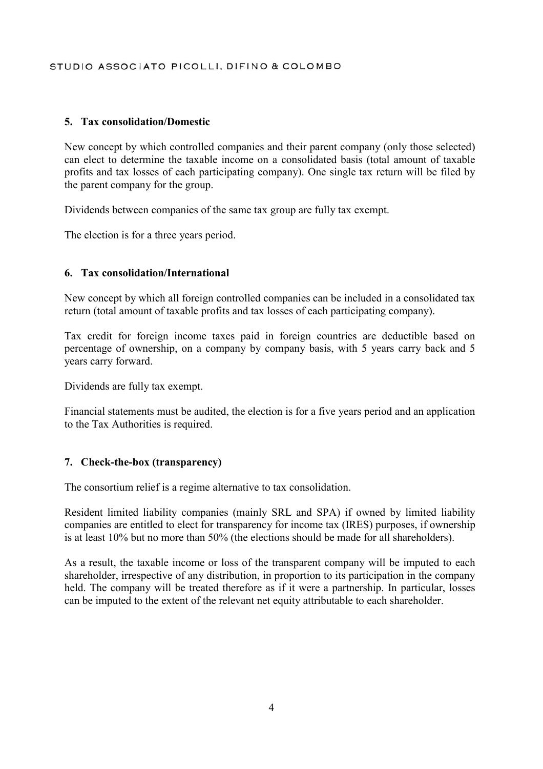### 5. Tax consolidation/Domestic

New concept by which controlled companies and their parent company (only those selected) can elect to determine the taxable income on a consolidated basis (total amount of taxable profits and tax losses of each participating company). One single tax return will be filed by the parent company for the group.

Dividends between companies of the same tax group are fully tax exempt.

The election is for a three years period.

### 6. Tax consolidation/International

New concept by which all foreign controlled companies can be included in a consolidated tax return (total amount of taxable profits and tax losses of each participating company).

Tax credit for foreign income taxes paid in foreign countries are deductible based on percentage of ownership, on a company by company basis, with 5 years carry back and 5 years carry forward.

Dividends are fully tax exempt.

Financial statements must be audited, the election is for a five years period and an application to the Tax Authorities is required.

### 7. Check-the-box (transparency)

The consortium relief is a regime alternative to tax consolidation.

Resident limited liability companies (mainly SRL and SPA) if owned by limited liability companies are entitled to elect for transparency for income tax (IRES) purposes, if ownership is at least 10% but no more than 50% (the elections should be made for all shareholders).

As a result, the taxable income or loss of the transparent company will be imputed to each shareholder, irrespective of any distribution, in proportion to its participation in the company held. The company will be treated therefore as if it were a partnership. In particular, losses can be imputed to the extent of the relevant net equity attributable to each shareholder.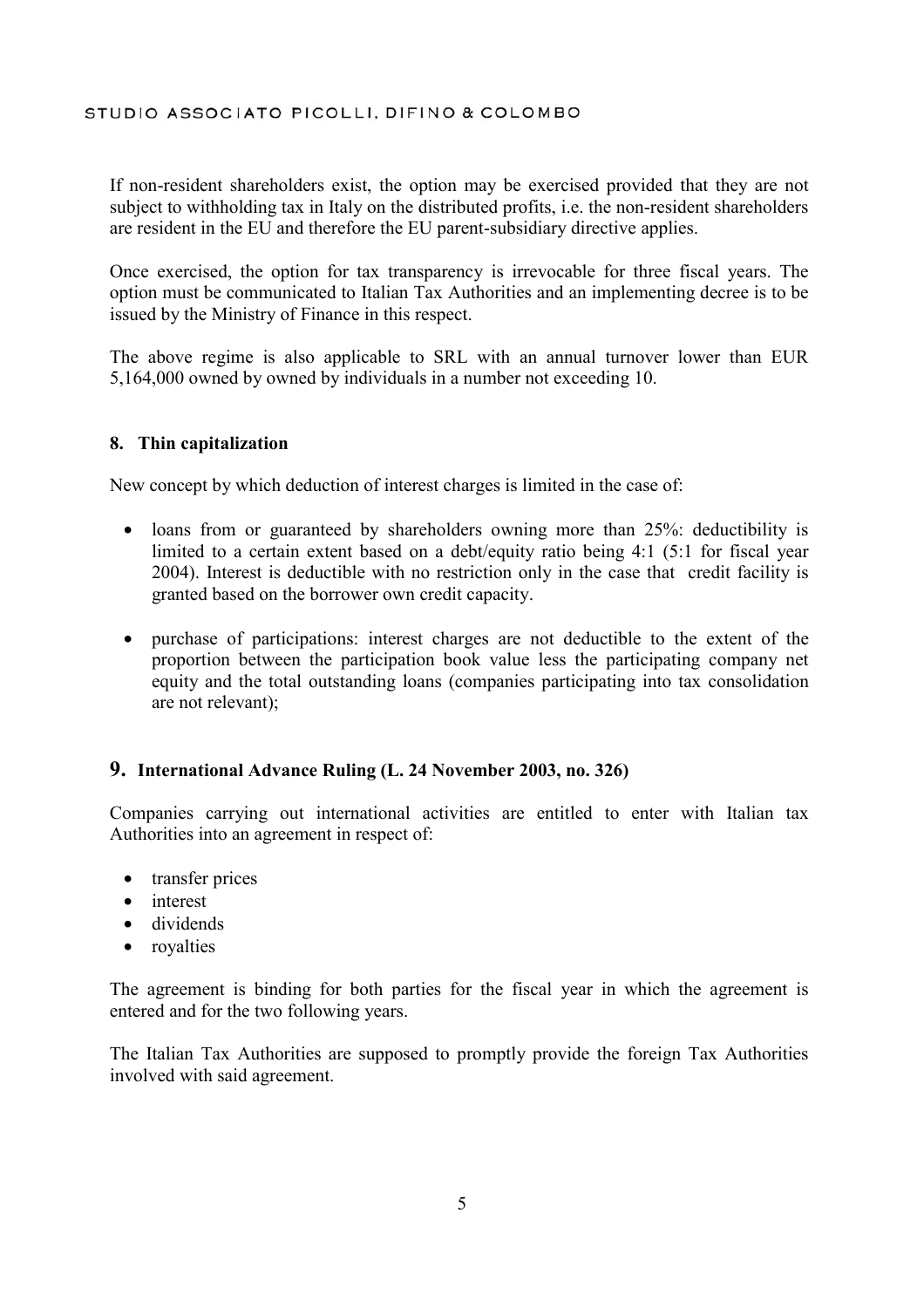If non-resident shareholders exist, the option may be exercised provided that they are not subject to withholding tax in Italy on the distributed profits, i.e. the non-resident shareholders are resident in the EU and therefore the EU parent-subsidiary directive applies.

Once exercised, the option for tax transparency is irrevocable for three fiscal years. The option must be communicated to Italian Tax Authorities and an implementing decree is to be issued by the Ministry of Finance in this respect.

The above regime is also applicable to SRL with an annual turnover lower than EUR 5,164,000 owned by owned by individuals in a number not exceeding 10.

## 8. Thin capitalization

New concept by which deduction of interest charges is limited in the case of:

- loans from or guaranteed by shareholders owning more than 25%: deductibility is limited to a certain extent based on a debt/equity ratio being 4:1 (5:1 for fiscal year 2004). Interest is deductible with no restriction only in the case that credit facility is granted based on the borrower own credit capacity.
- purchase of participations: interest charges are not deductible to the extent of the proportion between the participation book value less the participating company net equity and the total outstanding loans (companies participating into tax consolidation are not relevant);

## 9. International Advance Ruling (L. 24 November 2003, no. 326)

Companies carrying out international activities are entitled to enter with Italian tax Authorities into an agreement in respect of:

- transfer prices
- interest
- dividends
- royalties

The agreement is binding for both parties for the fiscal year in which the agreement is entered and for the two following years.

The Italian Tax Authorities are supposed to promptly provide the foreign Tax Authorities involved with said agreement.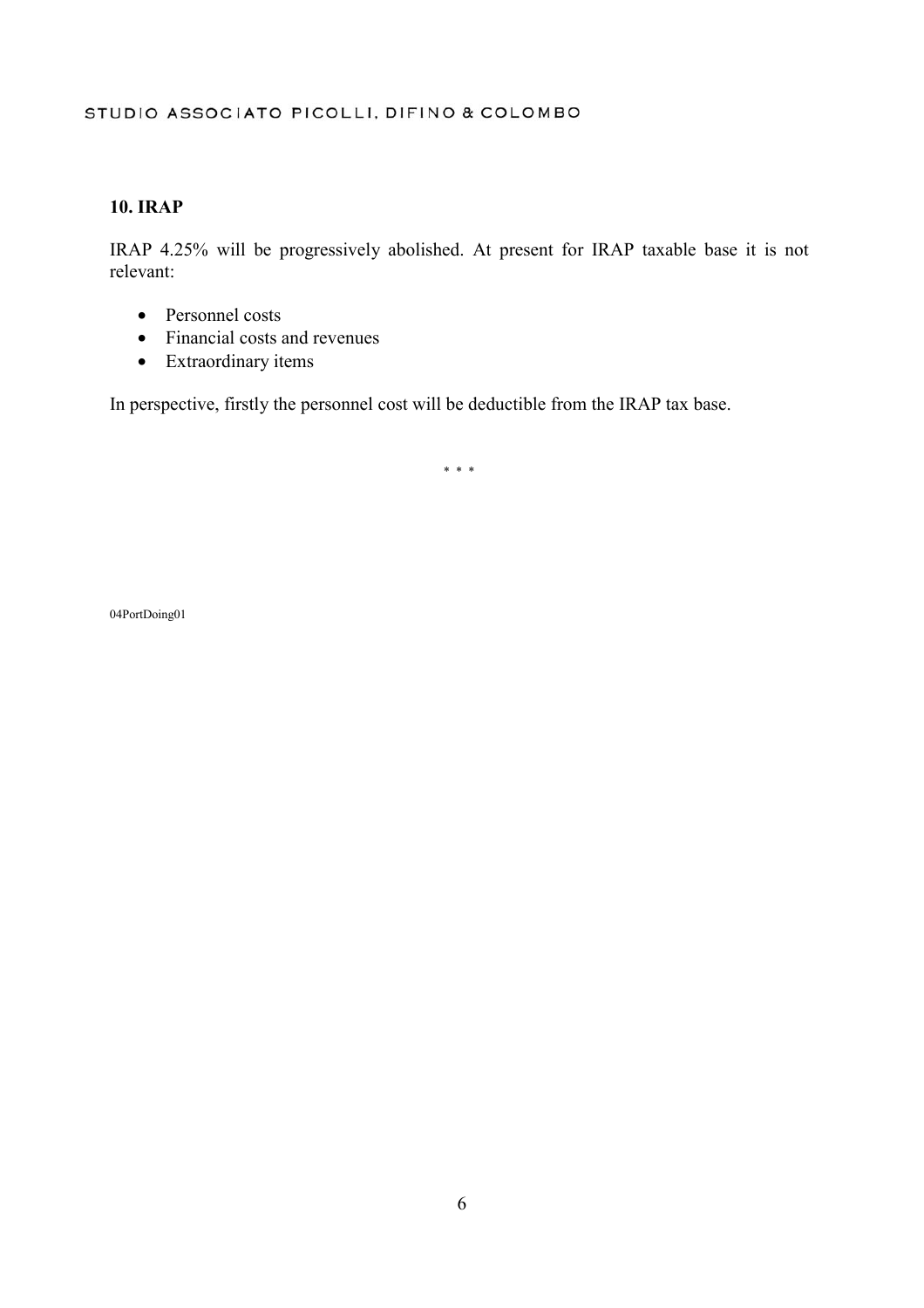## 10. IRAP

IRAP 4.25% will be progressively abolished. At present for IRAP taxable base it is not relevant:

- Personnel costs
- Financial costs and revenues
- Extraordinary items

In perspective, firstly the personnel cost will be deductible from the IRAP tax base.

\* \* \*

04PortDoing01